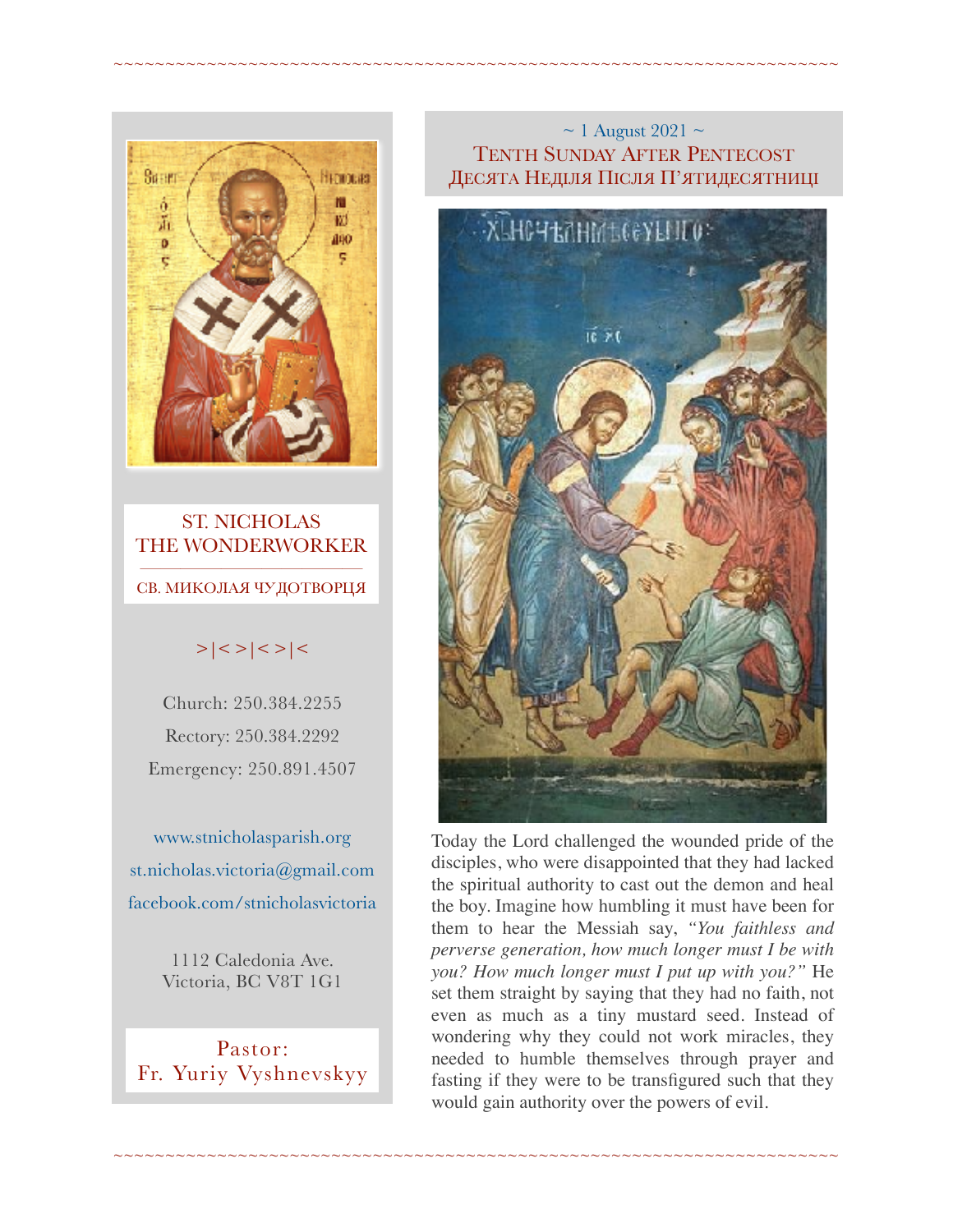ST. NICHOLAS
THE WONDERWORKER

СВ. МИКОЛАЯ ЧУДОТВОРЦЯ

>|<>|<>|<

Church: 250.384.2255

Rectory: 250.384.2292

Emergency: 250.891.4507

www.stnicholasparish.org

st.nicholas.victoria@gmail.com

facebook.com/stnicholasvictoria

1112 Caledonia Ave.
Victoria, BC V8T 1G1

Pastor:
Fr. Yuriy Vyshnevskyy

~ 1 August 2021 ~

# Tenth Sunday After Pentecost
# Десята Неділя Після П'ятидесятниці

Today the Lord challenged the wounded pride of the disciples, who were disappointed that they had lacked the spiritual authority to cast out the demon and heal the boy. Imagine how humbling it must have been for them to hear the Messiah say, *"You faithless and perverse generation, how much longer must I be with you? How much longer must I put up with you?"* He set them straight by saying that they had no faith, not even as much as a tiny mustard seed. Instead of wondering why they could not work miracles, they needed to humble themselves through prayer and fasting if they were to be transfigured such that they would gain authority over the powers of evil.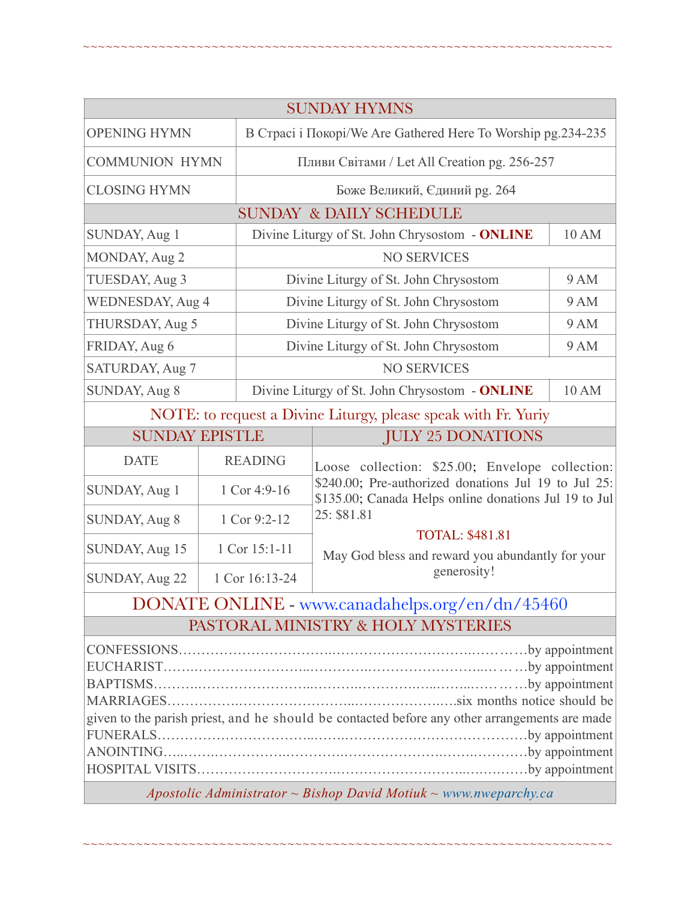## SUNDAY HYMNS

| | |
|---|---|
| OPENING HYMN | В Страсі і Покорі/We Are Gathered Here To Worship pg.234-235 |
| COMMUNION HYMN | Пливи Світами / Let All Creation pg. 256-257 |
| CLOSING HYMN | Боже Великий, Єдиний pg. 264 |

## SUNDAY & DAILY SCHEDULE

| | | |
|---|---|---|
| SUNDAY, Aug 1 | Divine Liturgy of St. John Chrysostom - **ONLINE** | 10 AM |
| MONDAY, Aug 2 | NO SERVICES | |
| TUESDAY, Aug 3 | Divine Liturgy of St. John Chrysostom | 9 AM |
| WEDNESDAY, Aug 4 | Divine Liturgy of St. John Chrysostom | 9 AM |
| THURSDAY, Aug 5 | Divine Liturgy of St. John Chrysostom | 9 AM |
| FRIDAY, Aug 6 | Divine Liturgy of St. John Chrysostom | 9 AM |
| SATURDAY, Aug 7 | NO SERVICES | |
| SUNDAY, Aug 8 | Divine Liturgy of St. John Chrysostom - **ONLINE** | 10 AM |

NOTE: to request a Divine Liturgy, please speak with Fr. Yuriy

## SUNDAY EPISTLE

| DATE | READING |
|---|---|
| SUNDAY, Aug 1 | 1 Cor 4:9-16 |
| SUNDAY, Aug 8 | 1 Cor 9:2-12 |
| SUNDAY, Aug 15 | 1 Cor 15:1-11 |
| SUNDAY, Aug 22 | 1 Cor 16:13-24 |

## JULY 25 DONATIONS

Loose collection: $25.00; Envelope collection: $240.00; Pre-authorized donations Jul 19 to Jul 25: $135.00; Canada Helps online donations Jul 19 to Jul 25: $81.81

TOTAL: $481.81

May God bless and reward you abundantly for your generosity!

## DONATE ONLINE - www.canadahelps.org/en/dn/45460

## PASTORAL MINISTRY & HOLY MYSTERIES

CONFESSIONS……………………………………………………………………by appointment
EUCHARIST………………………………………………………………………by appointment
BAPTISMS…………………………………………………………………………by appointment
MARRIAGES………………………………………………………….six months notice should be given to the parish priest, and he should be contacted before any other arrangements are made
FUNERALS…………………………………………………………………………by appointment
ANOINTING…………………………………………………………………………by appointment
HOSPITAL VISITS…………………………………………………………………by appointment

*Apostolic Administrator ~ Bishop David Motiuk ~ www.nweparchy.ca*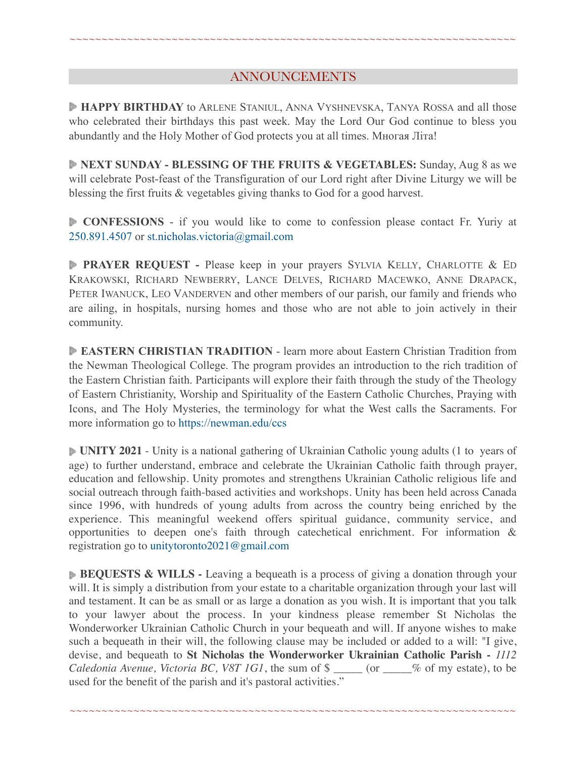~~~~~~~~~~~~~~~~~~~~~~~~~~~~~~~~~~~~~~~~~~~~~~~~~~~~~~~~~~~~~~~~~~~~~~~~~~~~

## ANNOUNCEMENTS

**HAPPY BIRTHDAY** to Arlene Staniul, Anna Vyshnevska, Tanya Rossa and all those who celebrated their birthdays this past week. May the Lord Our God continue to bless you abundantly and the Holy Mother of God protects you at all times. Многая Літа!

**NEXT SUNDAY - BLESSING OF THE FRUITS & VEGETABLES:** Sunday, Aug 8 as we will celebrate Post-feast of the Transfiguration of our Lord right after Divine Liturgy we will be blessing the first fruits & vegetables giving thanks to God for a good harvest.

**CONFESSIONS** - if you would like to come to confession please contact Fr. Yuriy at 250.891.4507 or st.nicholas.victoria@gmail.com

**PRAYER REQUEST -** Please keep in your prayers Sylvia Kelly, Charlotte & Ed Krakowski, Richard Newberry, Lance Delves, Richard Macewko, Anne Drapack, Peter Iwanuck, Leo Vanderven and other members of our parish, our family and friends who are ailing, in hospitals, nursing homes and those who are not able to join actively in their community.

**EASTERN CHRISTIAN TRADITION** - learn more about Eastern Christian Tradition from the Newman Theological College. The program provides an introduction to the rich tradition of the Eastern Christian faith. Participants will explore their faith through the study of the Theology of Eastern Christianity, Worship and Spirituality of the Eastern Catholic Churches, Praying with Icons, and The Holy Mysteries, the terminology for what the West calls the Sacraments. For more information go to https://newman.edu/ccs

**UNITY 2021** - Unity is a national gathering of Ukrainian Catholic young adults (1 to years of age) to further understand, embrace and celebrate the Ukrainian Catholic faith through prayer, education and fellowship. Unity promotes and strengthens Ukrainian Catholic religious life and social outreach through faith-based activities and workshops. Unity has been held across Canada since 1996, with hundreds of young adults from across the country being enriched by the experience. This meaningful weekend offers spiritual guidance, community service, and opportunities to deepen one's faith through catechetical enrichment. For information & registration go to unitytoronto2021@gmail.com

**BEQUESTS & WILLS -** Leaving a bequeath is a process of giving a donation through your will. It is simply a distribution from your estate to a charitable organization through your last will and testament. It can be as small or as large a donation as you wish. It is important that you talk to your lawyer about the process. In your kindness please remember St Nicholas the Wonderworker Ukrainian Catholic Church in your bequeath and will. If anyone wishes to make such a bequeath in their will, the following clause may be included or added to a will: "I give, devise, and bequeath to **St Nicholas the Wonderworker Ukrainian Catholic Parish -** *1112 Caledonia Avenue, Victoria BC, V8T 1G1*, the sum of $ _____ (or _____% of my estate), to be used for the benefit of the parish and it's pastoral activities."

~~~~~~~~~~~~~~~~~~~~~~~~~~~~~~~~~~~~~~~~~~~~~~~~~~~~~~~~~~~~~~~~~~~~~~~~~~~~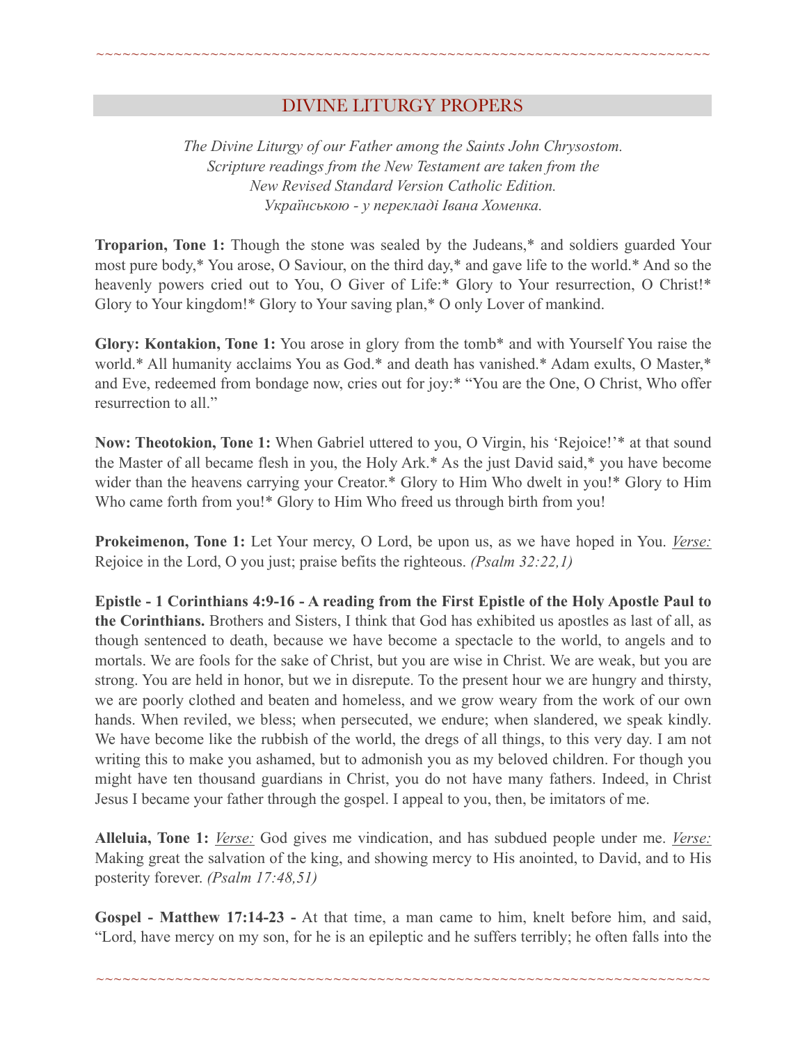## DIVINE LITURGY PROPERS

*The Divine Liturgy of our Father among the Saints John Chrysostom.*
*Scripture readings from the New Testament are taken from the*
*New Revised Standard Version Catholic Edition.*
*Українською - у перекладі Івана Хоменка.*

**Troparion, Tone 1:** Though the stone was sealed by the Judeans,* and soldiers guarded Your most pure body,* You arose, O Saviour, on the third day,* and gave life to the world.* And so the heavenly powers cried out to You, O Giver of Life:* Glory to Your resurrection, O Christ!* Glory to Your kingdom!* Glory to Your saving plan,* O only Lover of mankind.

**Glory: Kontakion, Tone 1:** You arose in glory from the tomb* and with Yourself You raise the world.* All humanity acclaims You as God.* and death has vanished.* Adam exults, O Master,* and Eve, redeemed from bondage now, cries out for joy:* "You are the One, O Christ, Who offer resurrection to all."

**Now: Theotokion, Tone 1:** When Gabriel uttered to you, O Virgin, his 'Rejoice!'* at that sound the Master of all became flesh in you, the Holy Ark.* As the just David said,* you have become wider than the heavens carrying your Creator.* Glory to Him Who dwelt in you!* Glory to Him Who came forth from you!* Glory to Him Who freed us through birth from you!

**Prokeimenon, Tone 1:** Let Your mercy, O Lord, be upon us, as we have hoped in You. Verse: Rejoice in the Lord, O you just; praise befits the righteous. *(Psalm 32:22,1)*

**Epistle - 1 Corinthians 4:9-16 - A reading from the First Epistle of the Holy Apostle Paul to the Corinthians.** Brothers and Sisters, I think that God has exhibited us apostles as last of all, as though sentenced to death, because we have become a spectacle to the world, to angels and to mortals. We are fools for the sake of Christ, but you are wise in Christ. We are weak, but you are strong. You are held in honor, but we in disrepute. To the present hour we are hungry and thirsty, we are poorly clothed and beaten and homeless, and we grow weary from the work of our own hands. When reviled, we bless; when persecuted, we endure; when slandered, we speak kindly. We have become like the rubbish of the world, the dregs of all things, to this very day. I am not writing this to make you ashamed, but to admonish you as my beloved children. For though you might have ten thousand guardians in Christ, you do not have many fathers. Indeed, in Christ Jesus I became your father through the gospel. I appeal to you, then, be imitators of me.

**Alleluia, Tone 1:** Verse: God gives me vindication, and has subdued people under me. Verse: Making great the salvation of the king, and showing mercy to His anointed, to David, and to His posterity forever. *(Psalm 17:48,51)*

**Gospel - Matthew 17:14-23 -** At that time, a man came to him, knelt before him, and said, "Lord, have mercy on my son, for he is an epileptic and he suffers terribly; he often falls into the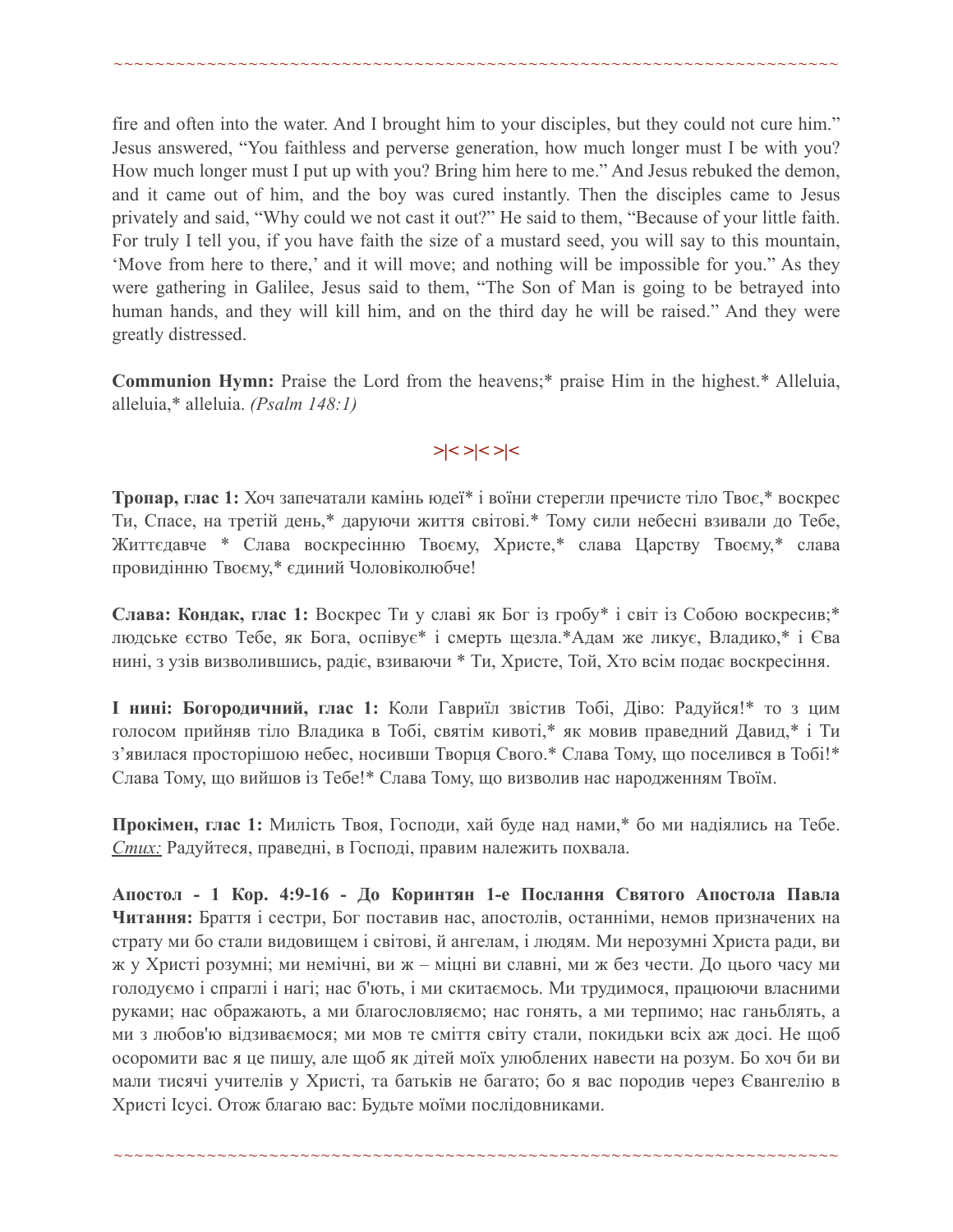fire and often into the water. And I brought him to your disciples, but they could not cure him." Jesus answered, "You faithless and perverse generation, how much longer must I be with you? How much longer must I put up with you? Bring him here to me." And Jesus rebuked the demon, and it came out of him, and the boy was cured instantly. Then the disciples came to Jesus privately and said, "Why could we not cast it out?" He said to them, "Because of your little faith. For truly I tell you, if you have faith the size of a mustard seed, you will say to this mountain, 'Move from here to there,' and it will move; and nothing will be impossible for you." As they were gathering in Galilee, Jesus said to them, "The Son of Man is going to be betrayed into human hands, and they will kill him, and on the third day he will be raised." And they were greatly distressed.

**Communion Hymn:** Praise the Lord from the heavens;* praise Him in the highest.* Alleluia, alleluia,* alleluia. *(Psalm 148:1)*

>|< >|< >|<

**Тропар, глас 1:** Хоч запечатали камінь юдеї* і воїни стерегли пречисте тіло Твоє,* воскрес Ти, Спасе, на третій день,* даруючи життя світові.* Тому сили небесні взивали до Тебе, Життєдавче * Слава воскресінню Твоєму, Христе,* слава Царству Твоєму,* слава провидінню Твоєму,* єдиний Чоловіколюбче!

**Слава: Кондак, глас 1:** Воскрес Ти у славі як Бог із гробу* і світ із Собою воскресив;* людське єство Тебе, як Бога, оспівує* і смерть щезла.*Адам же ликує, Владико,* і Єва нині, з узів визволившись, радіє, взиваючи * Ти, Христе, Той, Хто всім подає воскресіння.

**І нині: Богородичний, глас 1:** Коли Гавриїл звістив Тобі, Діво: Радуйся!* то з цим голосом прийняв тіло Владика в Тобі, святім кивоті,* як мовив праведний Давид,* і Ти з'явилася просторішою небес, носивши Творця Свого.* Слава Тому, що поселився в Тобі!* Слава Тому, що вийшов із Тебе!* Слава Тому, що визволив нас народженням Твоїм.

**Прокімен, глас 1:** Милість Твоя, Господи, хай буде над нами,* бо ми надіялись на Тебе. *Стих:* Радуйтеся, праведні, в Господі, правим належить похвала.

**Апостол - 1 Кор. 4:9-16 - До Коринтян 1-е Послання Святого Апостола Павла Читання:** Браття і сестри, Бог поставив нас, апостолів, останніми, немов призначених на страту ми бо стали видовищем і світові, й ангелам, і людям. Ми нерозумні Христа ради, ви ж у Христі розумні; ми немічні, ви ж – міцні ви славні, ми ж без чести. До цього часу ми голодуємо і спраглі і нагі; нас б'ють, і ми скитаємось. Ми трудимося, працюючи власними руками; нас ображають, а ми благословляємо; нас гонять, а ми терпимо; нас ганьблять, а ми з любов'ю відзиваємося; ми мов те сміття світу стали, покидьки всіх аж досі. Не щоб осоромити вас я це пишу, але щоб як дітей моїх улюблених навести на розум. Бо хоч би ви мали тисячі учителів у Христі, та батьків не багато; бо я вас породив через Євангелію в Христі Ісусі. Отож благаю вас: Будьте моїми послідовниками.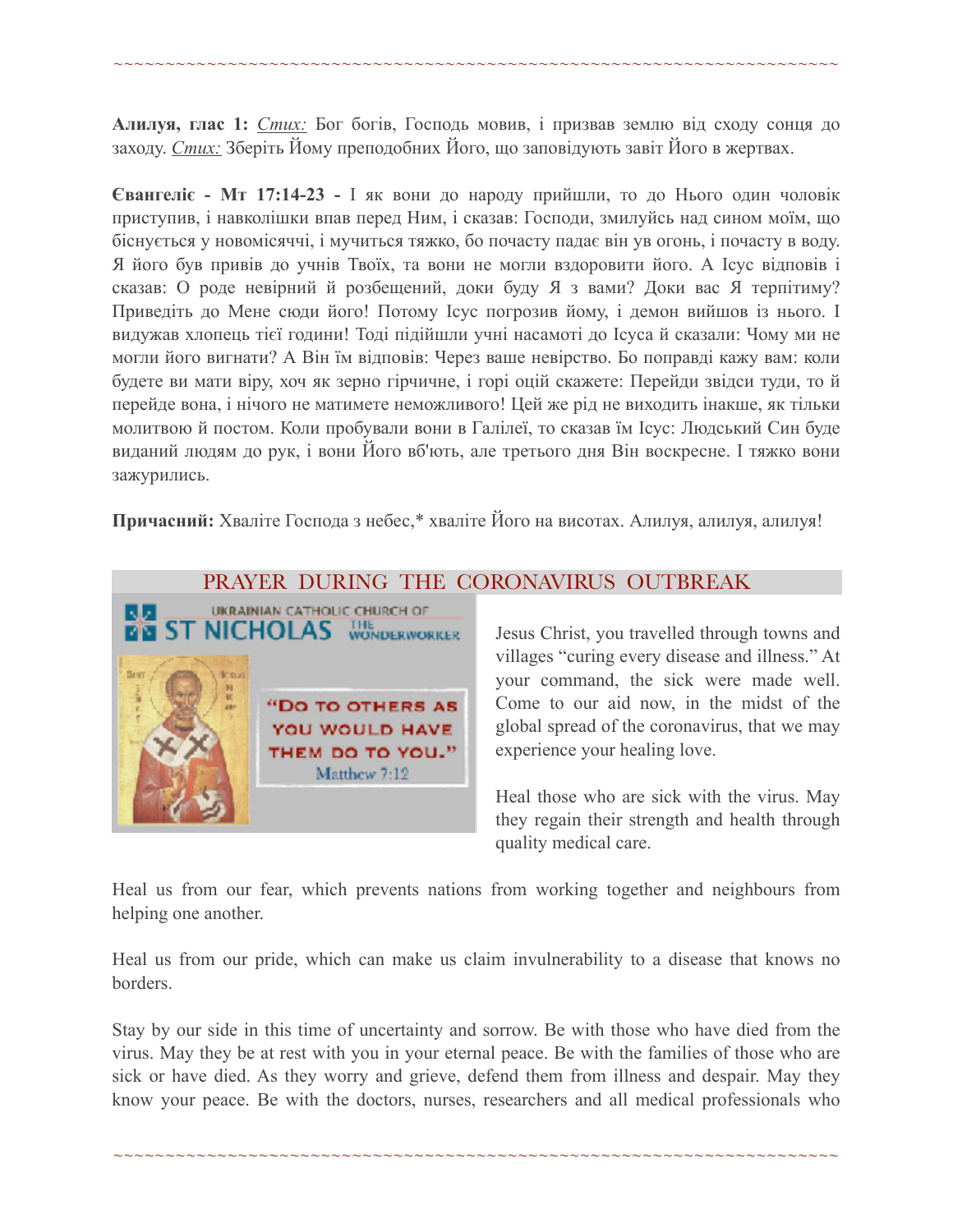**Алилуя, глас 1:** *Стих:* Бог богів, Господь мовив, і призвав землю від сходу сонця до заходу. *Стих:* Зберіть Йому преподобних Його, що заповідують завіт Його в жертвах.

**Євангеліє - Мт 17:14-23 -** І як вони до народу прийшли, то до Нього один чоловік приступив, і навколішки впав перед Ним, і сказав: Господи, змилуйсь над сином моїм, що біснується у новомісяччі, і мучиться тяжко, бо почасту падає він ув огонь, і почасту в воду. Я його був привів до учнів Твоїх, та вони не могли вздоровити його. А Ісус відповів і сказав: О роде невірний й розбещений, доки буду Я з вами? Доки вас Я терпітиму? Приведіть до Мене сюди його! Потому Ісус погрозив йому, і демон вийшов із нього. І видужав хлопець тієї години! Тоді підійшли учні насамоті до Ісуса й сказали: Чому ми не могли його вигнати? А Він їм відповів: Через ваше невірство. Бо поправді кажу вам: коли будете ви мати віру, хоч як зерно гірчичне, і горі оцій скажете: Перейди звідси туди, то й перейде вона, і нічого не матимете неможливого! Цей же рід не виходить інакше, як тільки молитвою й постом. Коли пробували вони в Галілеї, то сказав їм Ісус: Людський Син буде виданий людям до рук, і вони Його вб'ють, але третього дня Він воскресне. І тяжко вони зажурились.

**Причасний:** Хваліте Господа з небес,* хваліте Його на висотах. Алилуя, алилуя, алилуя!

## PRAYER DURING THE CORONAVIRUS OUTBREAK

UKRAINIAN CATHOLIC CHURCH OF ST NICHOLAS THE WONDERWORKER

"DO TO OTHERS AS YOU WOULD HAVE THEM DO TO YOU." Matthew 7:12

Jesus Christ, you travelled through towns and villages "curing every disease and illness." At your command, the sick were made well. Come to our aid now, in the midst of the global spread of the coronavirus, that we may experience your healing love.

Heal those who are sick with the virus. May they regain their strength and health through quality medical care.

Heal us from our fear, which prevents nations from working together and neighbours from helping one another.

Heal us from our pride, which can make us claim invulnerability to a disease that knows no borders.

Stay by our side in this time of uncertainty and sorrow. Be with those who have died from the virus. May they be at rest with you in your eternal peace. Be with the families of those who are sick or have died. As they worry and grieve, defend them from illness and despair. May they know your peace. Be with the doctors, nurses, researchers and all medical professionals who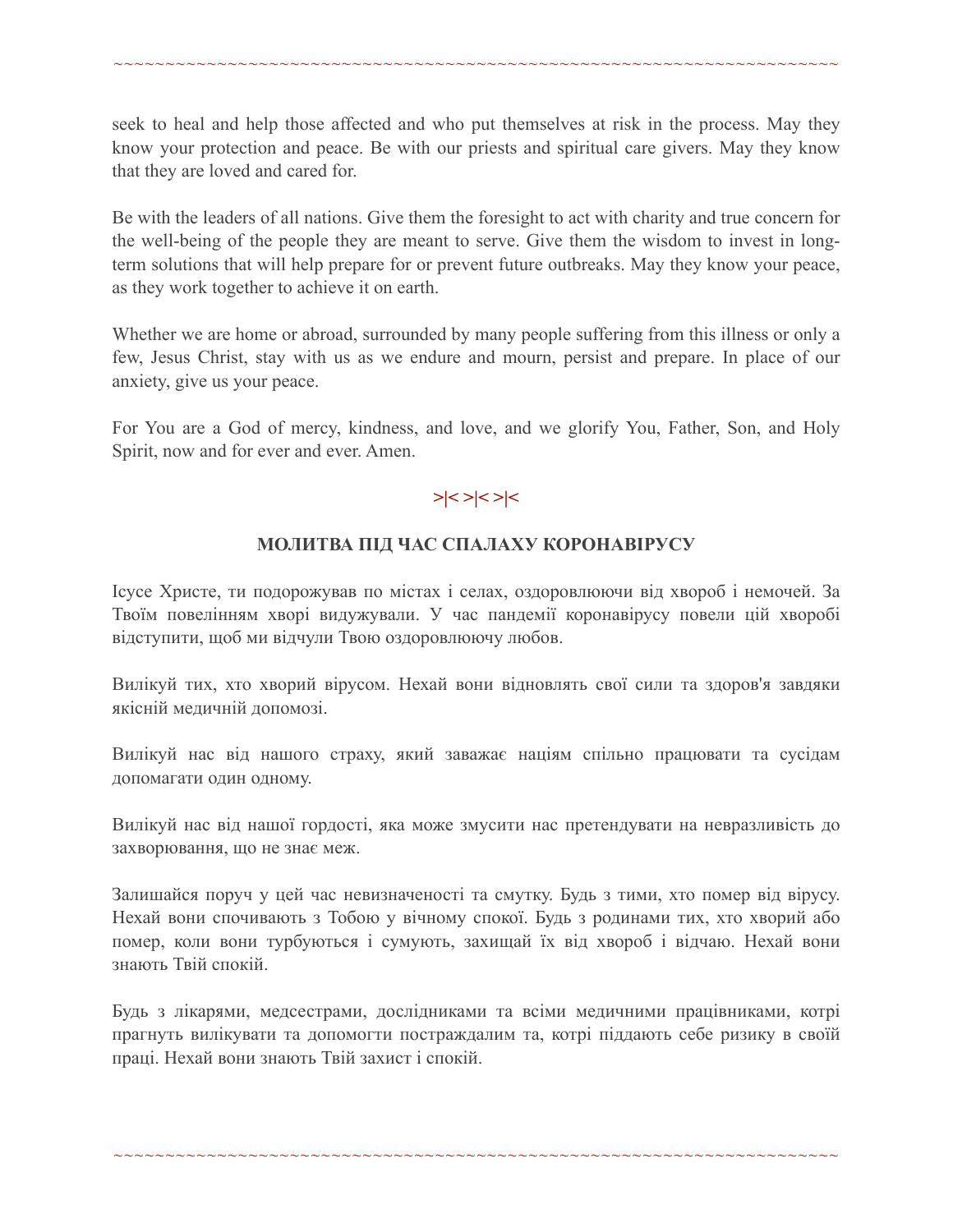seek to heal and help those affected and who put themselves at risk in the process. May they know your protection and peace. Be with our priests and spiritual care givers. May they know that they are loved and cared for.

Be with the leaders of all nations. Give them the foresight to act with charity and true concern for the well-being of the people they are meant to serve. Give them the wisdom to invest in long-term solutions that will help prepare for or prevent future outbreaks. May they know your peace, as they work together to achieve it on earth.

Whether we are home or abroad, surrounded by many people suffering from this illness or only a few, Jesus Christ, stay with us as we endure and mourn, persist and prepare. In place of our anxiety, give us your peace.

For You are a God of mercy, kindness, and love, and we glorify You, Father, Son, and Holy Spirit, now and for ever and ever. Amen.

>|< >|< >|<

**МОЛИТВА ПІД ЧАС СПАЛАХУ КОРОНАВІРУСУ**

Ісусе Христе, ти подорожував по містах і селах, оздоровлюючи від хвороб і немочей. За Твоїм повелінням хворі видужували. У час пандемії коронавірусу повели цій хворобі відступити, щоб ми відчули Твою оздоровлюючу любов.

Вилікуй тих, хто хворий вірусом. Нехай вони відновлять свої сили та здоров'я завдяки якісній медичній допомозі.

Вилікуй нас від нашого страху, який заважає націям спільно працювати та сусідам допомагати один одному.

Вилікуй нас від нашої гордості, яка може змусити нас претендувати на невразливість до захворювання, що не знає меж.

Залишайся поруч у цей час невизначеності та смутку. Будь з тими, хто помер від вірусу. Нехай вони спочивають з Тобою у вічному спокої. Будь з родинами тих, хто хворий або помер, коли вони турбуються і сумують, захищай їх від хвороб і відчаю. Нехай вони знають Твій спокій.

Будь з лікарями, медсестрами, дослідниками та всіми медичними працівниками, котрі прагнуть вилікувати та допомогти постраждалим та, котрі піддають себе ризику в своїй праці. Нехай вони знають Твій захист і спокій.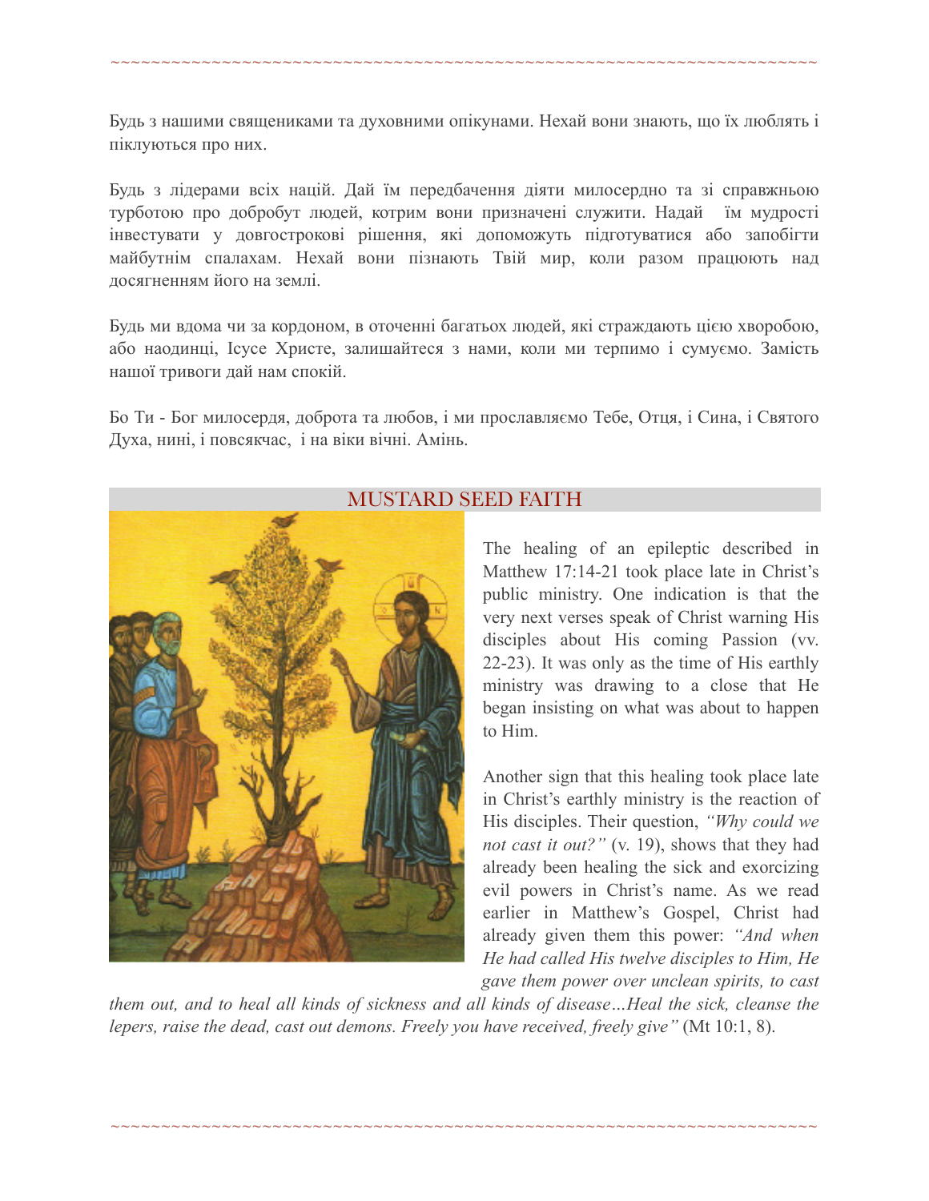Будь з нашими священиками та духовними опікунами. Нехай вони знають, що їх люблять і піклуються про них.

Будь з лідерами всіх націй. Дай їм передбачення діяти милосердно та зі справжньою турботою про добробут людей, котрим вони призначені служити. Надай їм мудрості інвестувати у довгострокові рішення, які допоможуть підготуватися або запобігти майбутнім спалахам. Нехай вони пізнають Твій мир, коли разом працюють над досягненням його на землі.

Будь ми вдома чи за кордоном, в оточенні багатьох людей, які страждають цією хворобою, або наодинці, Ісусе Христе, залишайтеся з нами, коли ми терпимо і сумуємо. Замість нашої тривоги дай нам спокій.

Бо Ти - Бог милосердя, доброта та любов, і ми прославляємо Тебе, Отця, і Сина, і Святого Духа, нині, і повсякчас, і на віки вічні. Амінь.

## MUSTARD SEED FAITH

The healing of an epileptic described in Matthew 17:14-21 took place late in Christ's public ministry. One indication is that the very next verses speak of Christ warning His disciples about His coming Passion (vv. 22-23). It was only as the time of His earthly ministry was drawing to a close that He began insisting on what was about to happen to Him.

Another sign that this healing took place late in Christ's earthly ministry is the reaction of His disciples. Their question, *"Why could we not cast it out?"* (v. 19), shows that they had already been healing the sick and exorcizing evil powers in Christ's name. As we read earlier in Matthew's Gospel, Christ had already given them this power: *"And when He had called His twelve disciples to Him, He gave them power over unclean spirits, to cast them out, and to heal all kinds of sickness and all kinds of disease…Heal the sick, cleanse the lepers, raise the dead, cast out demons. Freely you have received, freely give"* (Mt 10:1, 8).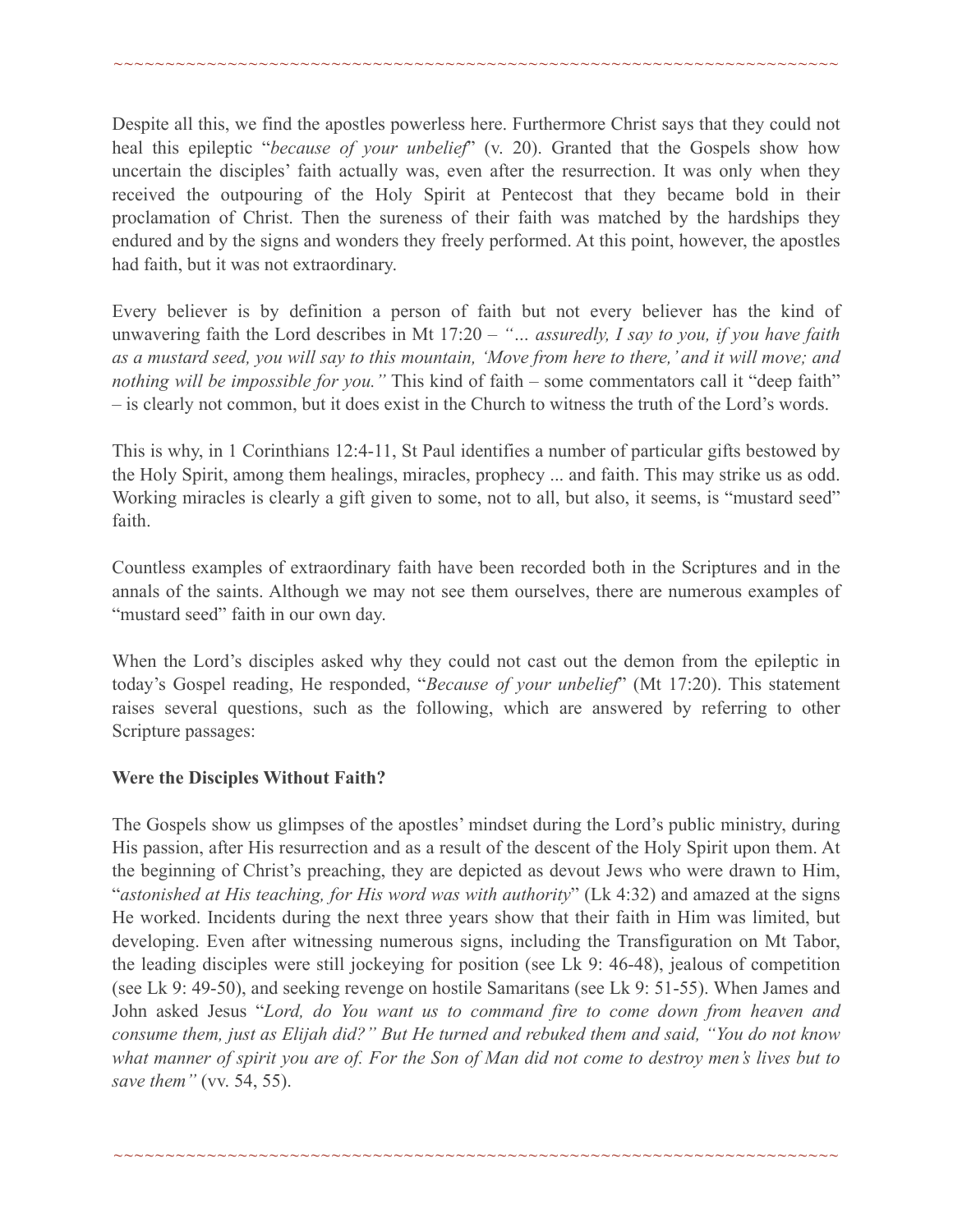Despite all this, we find the apostles powerless here. Furthermore Christ says that they could not heal this epileptic "*because of your unbelief*" (v. 20). Granted that the Gospels show how uncertain the disciples' faith actually was, even after the resurrection. It was only when they received the outpouring of the Holy Spirit at Pentecost that they became bold in their proclamation of Christ. Then the sureness of their faith was matched by the hardships they endured and by the signs and wonders they freely performed. At this point, however, the apostles had faith, but it was not extraordinary.

Every believer is by definition a person of faith but not every believer has the kind of unwavering faith the Lord describes in Mt 17:20 – *"… assuredly, I say to you, if you have faith as a mustard seed, you will say to this mountain, 'Move from here to there,' and it will move; and nothing will be impossible for you."* This kind of faith – some commentators call it "deep faith" – is clearly not common, but it does exist in the Church to witness the truth of the Lord's words.

This is why, in 1 Corinthians 12:4-11, St Paul identifies a number of particular gifts bestowed by the Holy Spirit, among them healings, miracles, prophecy ... and faith. This may strike us as odd. Working miracles is clearly a gift given to some, not to all, but also, it seems, is "mustard seed" faith.

Countless examples of extraordinary faith have been recorded both in the Scriptures and in the annals of the saints. Although we may not see them ourselves, there are numerous examples of "mustard seed" faith in our own day.

When the Lord's disciples asked why they could not cast out the demon from the epileptic in today's Gospel reading, He responded, "*Because of your unbelief*" (Mt 17:20). This statement raises several questions, such as the following, which are answered by referring to other Scripture passages:

**Were the Disciples Without Faith?**

The Gospels show us glimpses of the apostles' mindset during the Lord's public ministry, during His passion, after His resurrection and as a result of the descent of the Holy Spirit upon them. At the beginning of Christ's preaching, they are depicted as devout Jews who were drawn to Him, "*astonished at His teaching, for His word was with authority*" (Lk 4:32) and amazed at the signs He worked. Incidents during the next three years show that their faith in Him was limited, but developing. Even after witnessing numerous signs, including the Transfiguration on Mt Tabor, the leading disciples were still jockeying for position (see Lk 9: 46-48), jealous of competition (see Lk 9: 49-50), and seeking revenge on hostile Samaritans (see Lk 9: 51-55). When James and John asked Jesus "*Lord, do You want us to command fire to come down from heaven and consume them, just as Elijah did?" But He turned and rebuked them and said, "You do not know what manner of spirit you are of. For the Son of Man did not come to destroy men's lives but to save them"* (vv. 54, 55).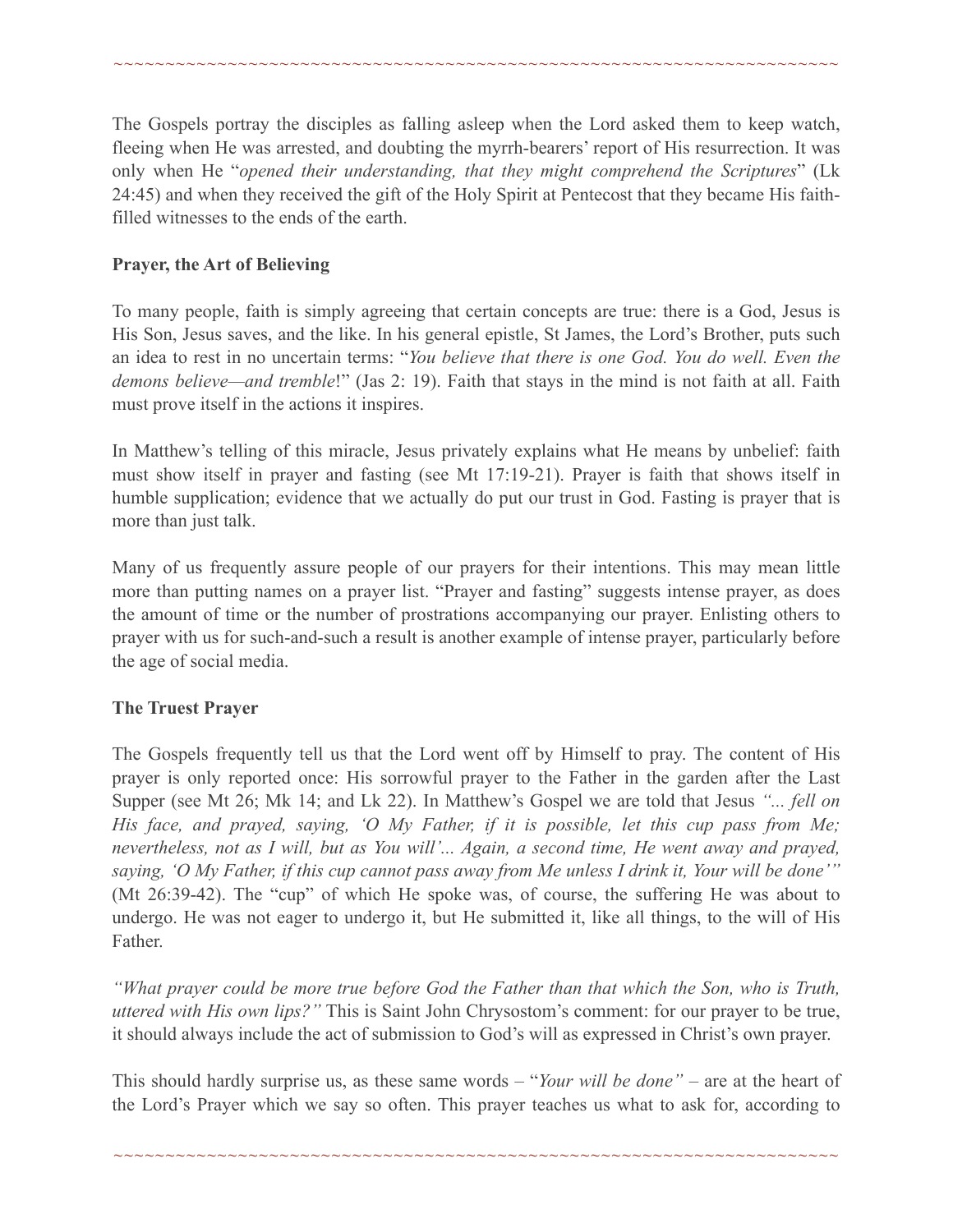The Gospels portray the disciples as falling asleep when the Lord asked them to keep watch, fleeing when He was arrested, and doubting the myrrh-bearers' report of His resurrection. It was only when He "*opened their understanding, that they might comprehend the Scriptures*" (Lk 24:45) and when they received the gift of the Holy Spirit at Pentecost that they became His faith-filled witnesses to the ends of the earth.

**Prayer, the Art of Believing**

To many people, faith is simply agreeing that certain concepts are true: there is a God, Jesus is His Son, Jesus saves, and the like. In his general epistle, St James, the Lord's Brother, puts such an idea to rest in no uncertain terms: "*You believe that there is one God. You do well. Even the demons believe—and tremble*!" (Jas 2: 19). Faith that stays in the mind is not faith at all. Faith must prove itself in the actions it inspires.

In Matthew's telling of this miracle, Jesus privately explains what He means by unbelief: faith must show itself in prayer and fasting (see Mt 17:19-21). Prayer is faith that shows itself in humble supplication; evidence that we actually do put our trust in God. Fasting is prayer that is more than just talk.

Many of us frequently assure people of our prayers for their intentions. This may mean little more than putting names on a prayer list. "Prayer and fasting" suggests intense prayer, as does the amount of time or the number of prostrations accompanying our prayer. Enlisting others to prayer with us for such-and-such a result is another example of intense prayer, particularly before the age of social media.

**The Truest Prayer**

The Gospels frequently tell us that the Lord went off by Himself to pray. The content of His prayer is only reported once: His sorrowful prayer to the Father in the garden after the Last Supper (see Mt 26; Mk 14; and Lk 22). In Matthew's Gospel we are told that Jesus *"... fell on His face, and prayed, saying, 'O My Father, if it is possible, let this cup pass from Me; nevertheless, not as I will, but as You will'... Again, a second time, He went away and prayed, saying, 'O My Father, if this cup cannot pass away from Me unless I drink it, Your will be done'"* (Mt 26:39-42). The "cup" of which He spoke was, of course, the suffering He was about to undergo. He was not eager to undergo it, but He submitted it, like all things, to the will of His Father.

*"What prayer could be more true before God the Father than that which the Son, who is Truth, uttered with His own lips?"* This is Saint John Chrysostom's comment: for our prayer to be true, it should always include the act of submission to God's will as expressed in Christ's own prayer.

This should hardly surprise us, as these same words – "*Your will be done"* – are at the heart of the Lord's Prayer which we say so often. This prayer teaches us what to ask for, according to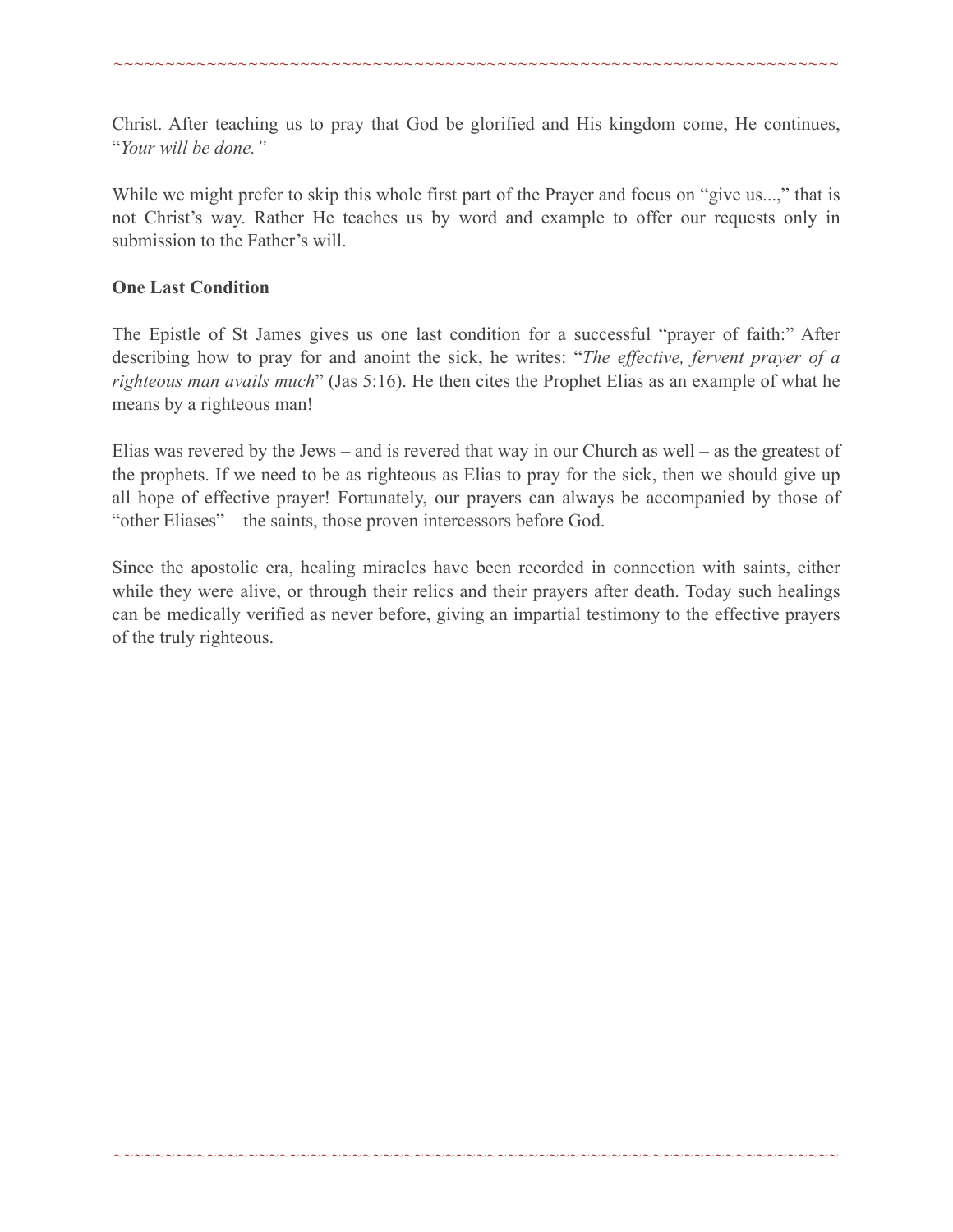Christ. After teaching us to pray that God be glorified and His kingdom come, He continues, "*Your will be done."*

While we might prefer to skip this whole first part of the Prayer and focus on "give us...," that is not Christ's way. Rather He teaches us by word and example to offer our requests only in submission to the Father's will.

**One Last Condition**

The Epistle of St James gives us one last condition for a successful "prayer of faith:" After describing how to pray for and anoint the sick, he writes: "*The effective, fervent prayer of a righteous man avails much*" (Jas 5:16). He then cites the Prophet Elias as an example of what he means by a righteous man!

Elias was revered by the Jews – and is revered that way in our Church as well – as the greatest of the prophets. If we need to be as righteous as Elias to pray for the sick, then we should give up all hope of effective prayer! Fortunately, our prayers can always be accompanied by those of "other Eliases" – the saints, those proven intercessors before God.

Since the apostolic era, healing miracles have been recorded in connection with saints, either while they were alive, or through their relics and their prayers after death. Today such healings can be medically verified as never before, giving an impartial testimony to the effective prayers of the truly righteous.